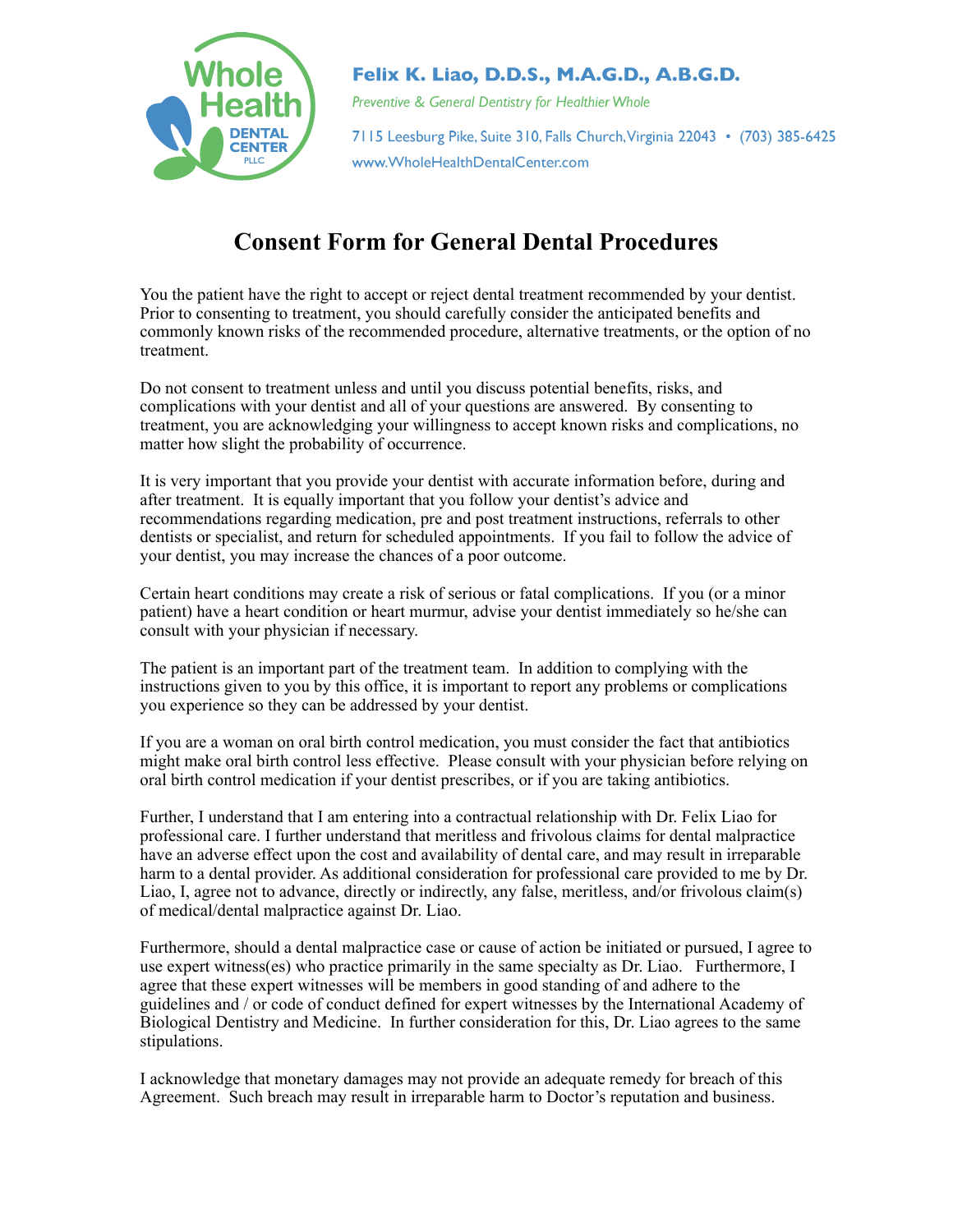Whole Health DENTAL CENTER PLLC

**Felix K. Liao, D.D.S., M.A.G.D., A.B.G.D.**

*Preventive & General Dentistry for Healthier Whole*

7115 Leesburg Pike, Suite 310, Falls Church, Virginia 22043 • (703) 385-6425

www.WholeHealthDentalCenter.com

# Consent Form for General Dental Procedures

You the patient have the right to accept or reject dental treatment recommended by your dentist. Prior to consenting to treatment, you should carefully consider the anticipated benefits and commonly known risks of the recommended procedure, alternative treatments, or the option of no treatment.

Do not consent to treatment unless and until you discuss potential benefits, risks, and complications with your dentist and all of your questions are answered. By consenting to treatment, you are acknowledging your willingness to accept known risks and complications, no matter how slight the probability of occurrence.

It is very important that you provide your dentist with accurate information before, during and after treatment. It is equally important that you follow your dentist's advice and recommendations regarding medication, pre and post treatment instructions, referrals to other dentists or specialist, and return for scheduled appointments. If you fail to follow the advice of your dentist, you may increase the chances of a poor outcome.

Certain heart conditions may create a risk of serious or fatal complications. If you (or a minor patient) have a heart condition or heart murmur, advise your dentist immediately so he/she can consult with your physician if necessary.

The patient is an important part of the treatment team. In addition to complying with the instructions given to you by this office, it is important to report any problems or complications you experience so they can be addressed by your dentist.

If you are a woman on oral birth control medication, you must consider the fact that antibiotics might make oral birth control less effective. Please consult with your physician before relying on oral birth control medication if your dentist prescribes, or if you are taking antibiotics.

Further, I understand that I am entering into a contractual relationship with Dr. Felix Liao for professional care. I further understand that meritless and frivolous claims for dental malpractice have an adverse effect upon the cost and availability of dental care, and may result in irreparable harm to a dental provider. As additional consideration for professional care provided to me by Dr. Liao, I, agree not to advance, directly or indirectly, any false, meritless, and/or frivolous claim(s) of medical/dental malpractice against Dr. Liao.

Furthermore, should a dental malpractice case or cause of action be initiated or pursued, I agree to use expert witness(es) who practice primarily in the same specialty as Dr. Liao. Furthermore, I agree that these expert witnesses will be members in good standing of and adhere to the guidelines and / or code of conduct defined for expert witnesses by the International Academy of Biological Dentistry and Medicine. In further consideration for this, Dr. Liao agrees to the same stipulations.

I acknowledge that monetary damages may not provide an adequate remedy for breach of this Agreement. Such breach may result in irreparable harm to Doctor's reputation and business.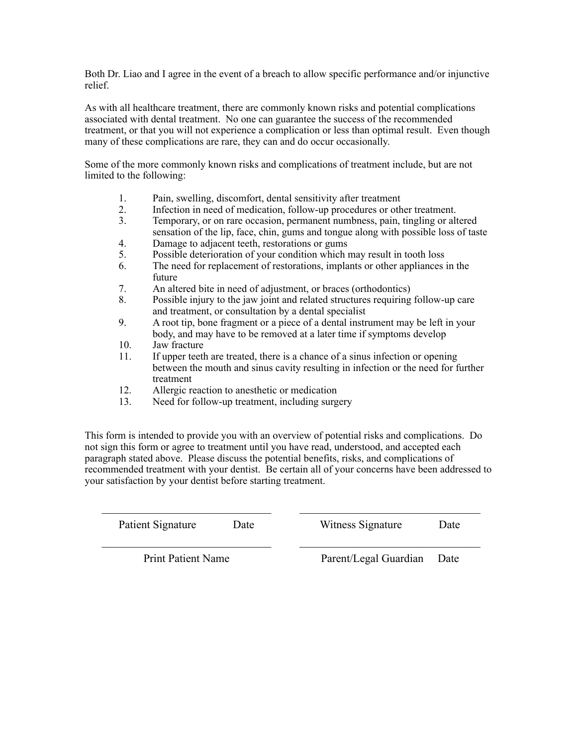Both Dr. Liao and I agree in the event of a breach to allow specific performance and/or injunctive relief.

As with all healthcare treatment, there are commonly known risks and potential complications associated with dental treatment. No one can guarantee the success of the recommended treatment, or that you will not experience a complication or less than optimal result. Even though many of these complications are rare, they can and do occur occasionally.

Some of the more commonly known risks and complications of treatment include, but are not limited to the following:

1. Pain, swelling, discomfort, dental sensitivity after treatment
2. Infection in need of medication, follow-up procedures or other treatment.
3. Temporary, or on rare occasion, permanent numbness, pain, tingling or altered sensation of the lip, face, chin, gums and tongue along with possible loss of taste
4. Damage to adjacent teeth, restorations or gums
5. Possible deterioration of your condition which may result in tooth loss
6. The need for replacement of restorations, implants or other appliances in the future
7. An altered bite in need of adjustment, or braces (orthodontics)
8. Possible injury to the jaw joint and related structures requiring follow-up care and treatment, or consultation by a dental specialist
9. A root tip, bone fragment or a piece of a dental instrument may be left in your body, and may have to be removed at a later time if symptoms develop
10. Jaw fracture
11. If upper teeth are treated, there is a chance of a sinus infection or opening between the mouth and sinus cavity resulting in infection or the need for further treatment
12. Allergic reaction to anesthetic or medication
13. Need for follow-up treatment, including surgery

This form is intended to provide you with an overview of potential risks and complications. Do not sign this form or agree to treatment until you have read, understood, and accepted each paragraph stated above. Please discuss the potential benefits, risks, and complications of recommended treatment with your dentist. Be certain all of your concerns have been addressed to your satisfaction by your dentist before starting treatment.

| | |
|---|---|
| Patient Signature Date | Witness Signature Date |
| Print Patient Name | Parent/Legal Guardian Date |